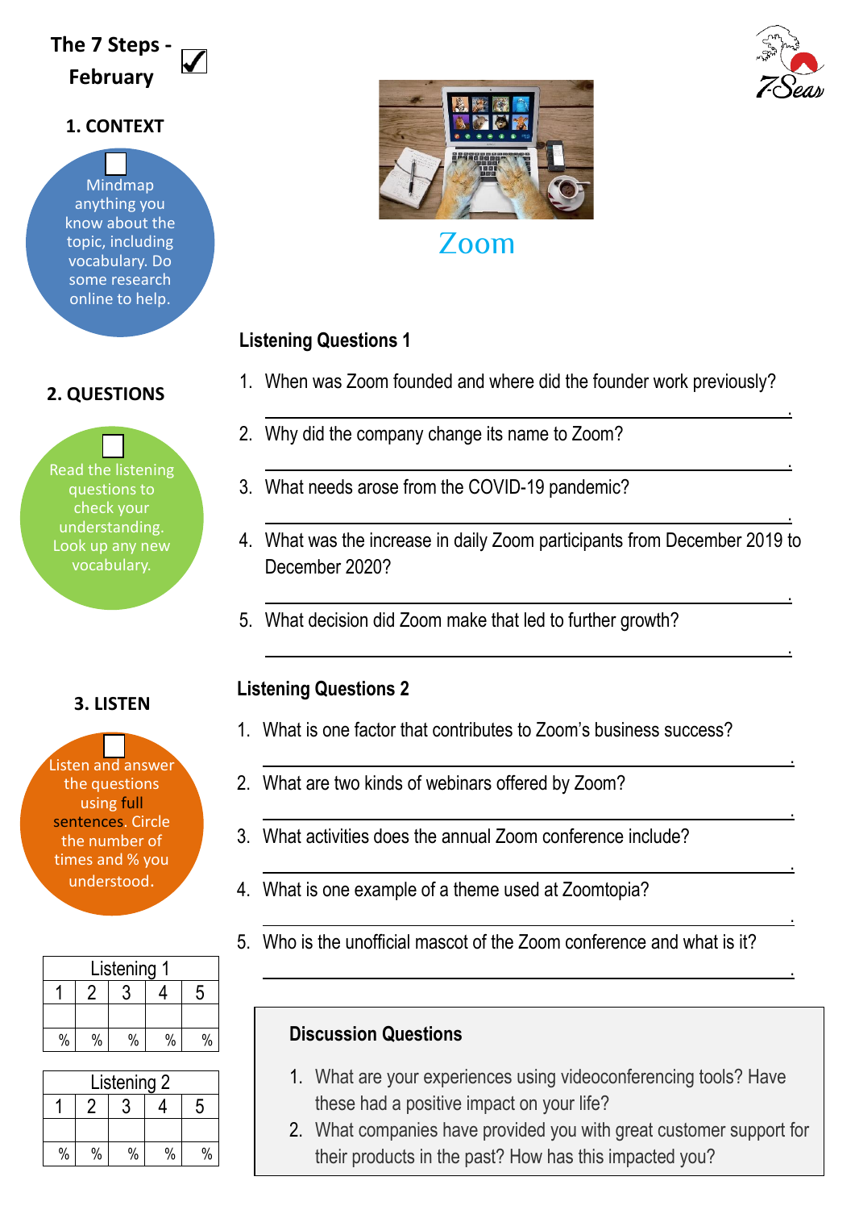# The 7 Steps - February ☑

## 1. CONTEXT

☐ Mindmap anything you know about the topic, including vocabulary. Do some research online to help.

## 2. QUESTIONS

☐ Read the listening questions to check your understanding. Look up any new vocabulary.

## 3. LISTEN

☐ Listen and answer the questions using full sentences. Circle the number of times and % you understood.

| Listening 1 | | | | |
|---|---|---|---|---|
| 1 | 2 | 3 | 4 | 5 |
| | | | | |
| % | % | % | % | % |

| Listening 2 | | | | |
|---|---|---|---|---|
| 1 | 2 | 3 | 4 | 5 |
| | | | | |
| % | % | % | % | % |

# Zoom

### Listening Questions 1

1. When was Zoom founded and where did the founder work previously?
   ______________________________________________.
2. Why did the company change its name to Zoom?
   ______________________________________________.
3. What needs arose from the COVID-19 pandemic?
   ______________________________________________.
4. What was the increase in daily Zoom participants from December 2019 to December 2020?
   ______________________________________________.
5. What decision did Zoom make that led to further growth?
   ______________________________________________.

### Listening Questions 2

1. What is one factor that contributes to Zoom's business success?
   ______________________________________________.
2. What are two kinds of webinars offered by Zoom?
   ______________________________________________.
3. What activities does the annual Zoom conference include?
   ______________________________________________.
4. What is one example of a theme used at Zoomtopia?
   ______________________________________________.
5. Who is the unofficial mascot of the Zoom conference and what is it?
   ______________________________________________.

### Discussion Questions

1. What are your experiences using videoconferencing tools? Have these had a positive impact on your life?
2. What companies have provided you with great customer support for their products in the past? How has this impacted you?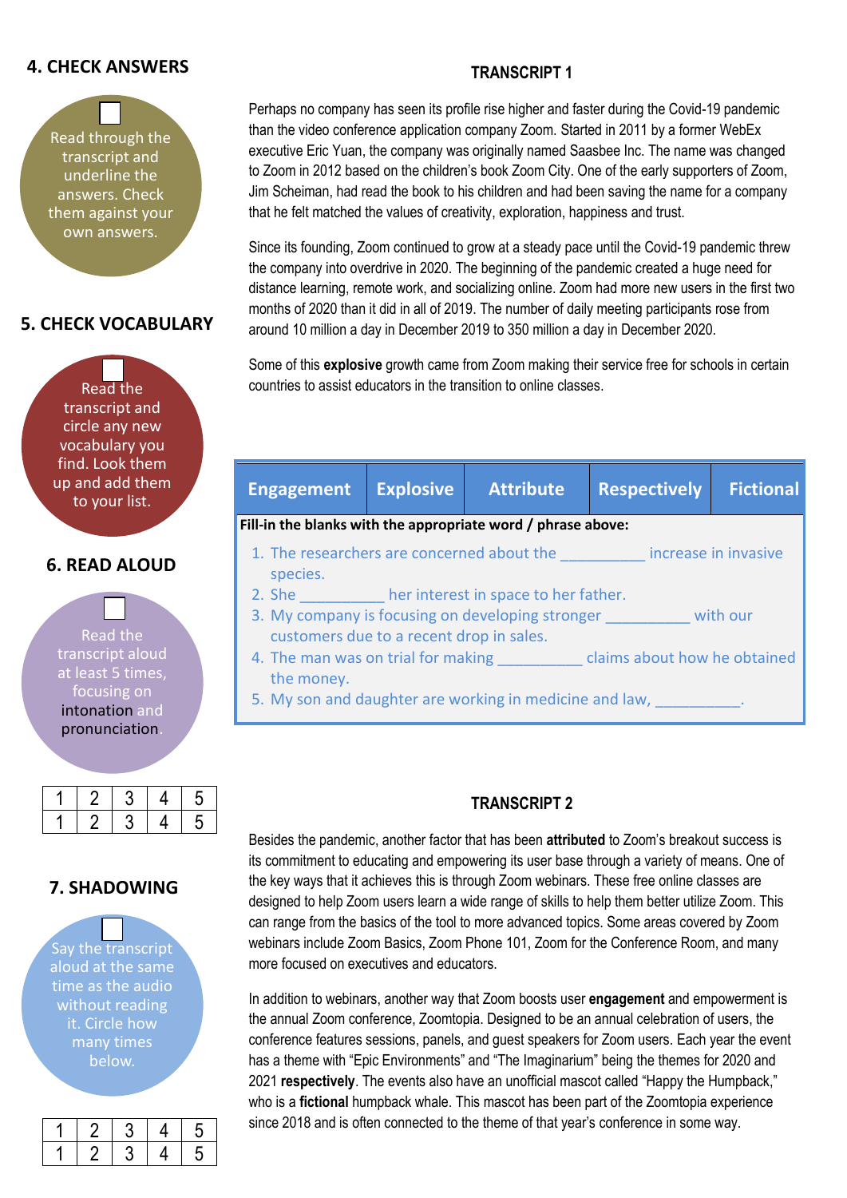## 4. CHECK ANSWERS

☐ Read through the transcript and underline the answers. Check them against your own answers.

## 5. CHECK VOCABULARY

☐ Read the transcript and circle any new vocabulary you find. Look them up and add them to your list.

## 6. READ ALOUD

☐ Read the transcript aloud at least 5 times, focusing on intonation and pronunciation.

| | | | | |
|---|---|---|---|---|
| 1 | 2 | 3 | 4 | 5 |
| 1 | 2 | 3 | 4 | 5 |

## 7. SHADOWING

☐ Say the transcript aloud at the same time as the audio without reading it. Circle how many times below.

| | | | | |
|---|---|---|---|---|
| 1 | 2 | 3 | 4 | 5 |
| 1 | 2 | 3 | 4 | 5 |

### TRANSCRIPT 1

Perhaps no company has seen its profile rise higher and faster during the Covid-19 pandemic than the video conference application company Zoom. Started in 2011 by a former WebEx executive Eric Yuan, the company was originally named Saasbee Inc. The name was changed to Zoom in 2012 based on the children's book Zoom City. One of the early supporters of Zoom, Jim Scheiman, had read the book to his children and had been saving the name for a company that he felt matched the values of creativity, exploration, happiness and trust.

Since its founding, Zoom continued to grow at a steady pace until the Covid-19 pandemic threw the company into overdrive in 2020. The beginning of the pandemic created a huge need for distance learning, remote work, and socializing online. Zoom had more new users in the first two months of 2020 than it did in all of 2019. The number of daily meeting participants rose from around 10 million a day in December 2019 to 350 million a day in December 2020.

Some of this **explosive** growth came from Zoom making their service free for schools in certain countries to assist educators in the transition to online classes.

| Engagement | Explosive | Attribute | Respectively | Fictional |
|---|---|---|---|---|

**Fill-in the blanks with the appropriate word / phrase above:**

1. The researchers are concerned about the __________ increase in invasive species.
2. She __________ her interest in space to her father.
3. My company is focusing on developing stronger __________ with our customers due to a recent drop in sales.
4. The man was on trial for making __________ claims about how he obtained the money.
5. My son and daughter are working in medicine and law, __________.

### TRANSCRIPT 2

Besides the pandemic, another factor that has been **attributed** to Zoom's breakout success is its commitment to educating and empowering its user base through a variety of means. One of the key ways that it achieves this is through Zoom webinars. These free online classes are designed to help Zoom users learn a wide range of skills to help them better utilize Zoom. This can range from the basics of the tool to more advanced topics. Some areas covered by Zoom webinars include Zoom Basics, Zoom Phone 101, Zoom for the Conference Room, and many more focused on executives and educators.

In addition to webinars, another way that Zoom boosts user **engagement** and empowerment is the annual Zoom conference, Zoomtopia. Designed to be an annual celebration of users, the conference features sessions, panels, and guest speakers for Zoom users. Each year the event has a theme with "Epic Environments" and "The Imaginarium" being the themes for 2020 and 2021 **respectively**. The events also have an unofficial mascot called "Happy the Humpback," who is a **fictional** humpback whale. This mascot has been part of the Zoomtopia experience since 2018 and is often connected to the theme of that year's conference in some way.